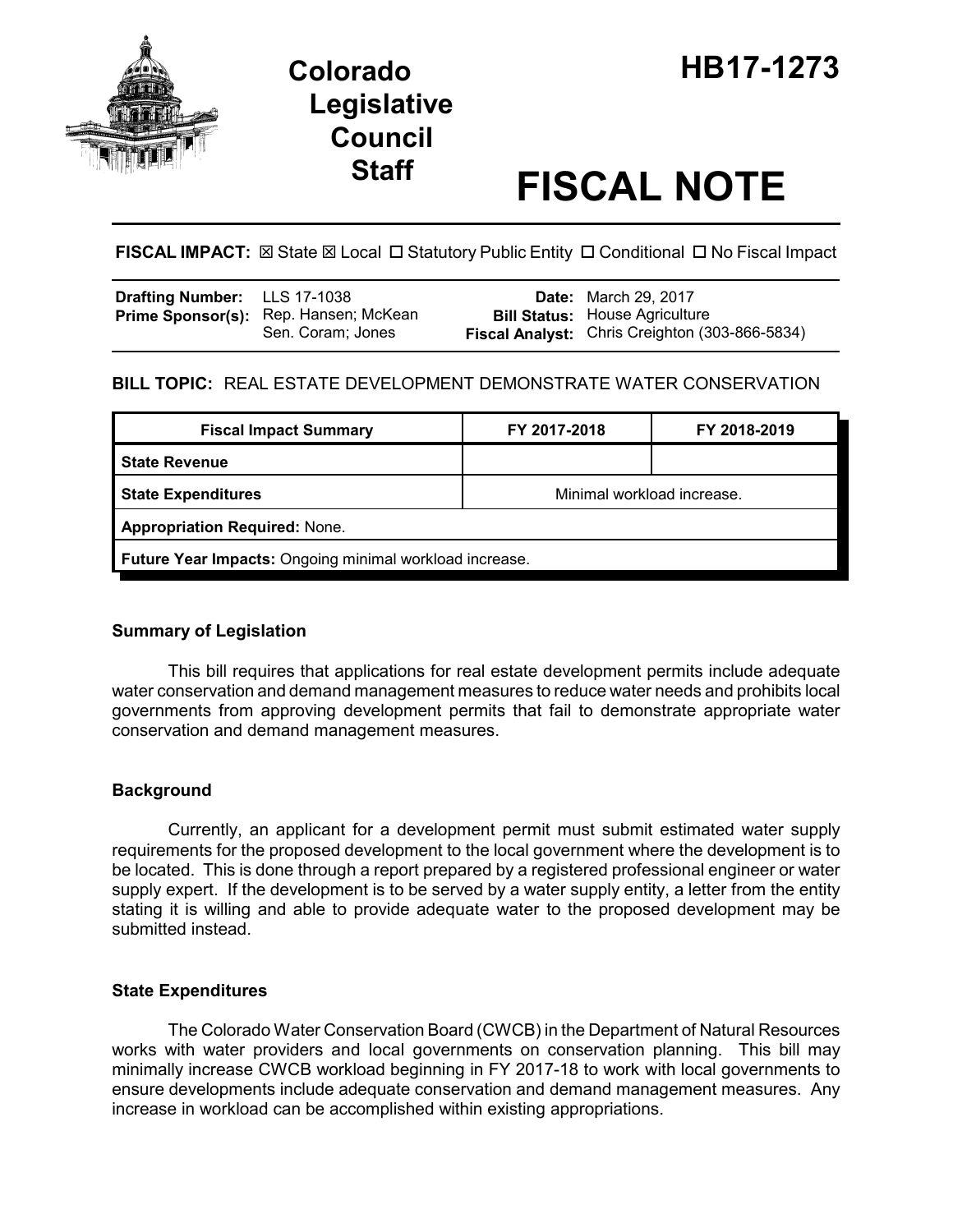# Colorado Legislative Council Staff

# HB17-1273

# FISCAL NOTE

**FISCAL IMPACT:** ☒ State ☒ Local ☐ Statutory Public Entity ☐ Conditional ☐ No Fiscal Impact

| | | | |
|---|---|---|---|
| **Drafting Number:** | LLS 17-1038 | **Date:** | March 29, 2017 |
| **Prime Sponsor(s):** | Rep. Hansen; McKean<br>Sen. Coram; Jones | **Bill Status:** | House Agriculture |
| | | **Fiscal Analyst:** | Chris Creighton (303-866-5834) |

**BILL TOPIC:** REAL ESTATE DEVELOPMENT DEMONSTRATE WATER CONSERVATION

| Fiscal Impact Summary | FY 2017-2018 | FY 2018-2019 |
|---|---|---|
| **State Revenue** | | |
| **State Expenditures** | Minimal workload increase. | |
| **Appropriation Required:** None. | | |
| **Future Year Impacts:** Ongoing minimal workload increase. | | |

### Summary of Legislation

This bill requires that applications for real estate development permits include adequate water conservation and demand management measures to reduce water needs and prohibits local governments from approving development permits that fail to demonstrate appropriate water conservation and demand management measures.

### Background

Currently, an applicant for a development permit must submit estimated water supply requirements for the proposed development to the local government where the development is to be located. This is done through a report prepared by a registered professional engineer or water supply expert. If the development is to be served by a water supply entity, a letter from the entity stating it is willing and able to provide adequate water to the proposed development may be submitted instead.

### State Expenditures

The Colorado Water Conservation Board (CWCB) in the Department of Natural Resources works with water providers and local governments on conservation planning. This bill may minimally increase CWCB workload beginning in FY 2017-18 to work with local governments to ensure developments include adequate conservation and demand management measures. Any increase in workload can be accomplished within existing appropriations.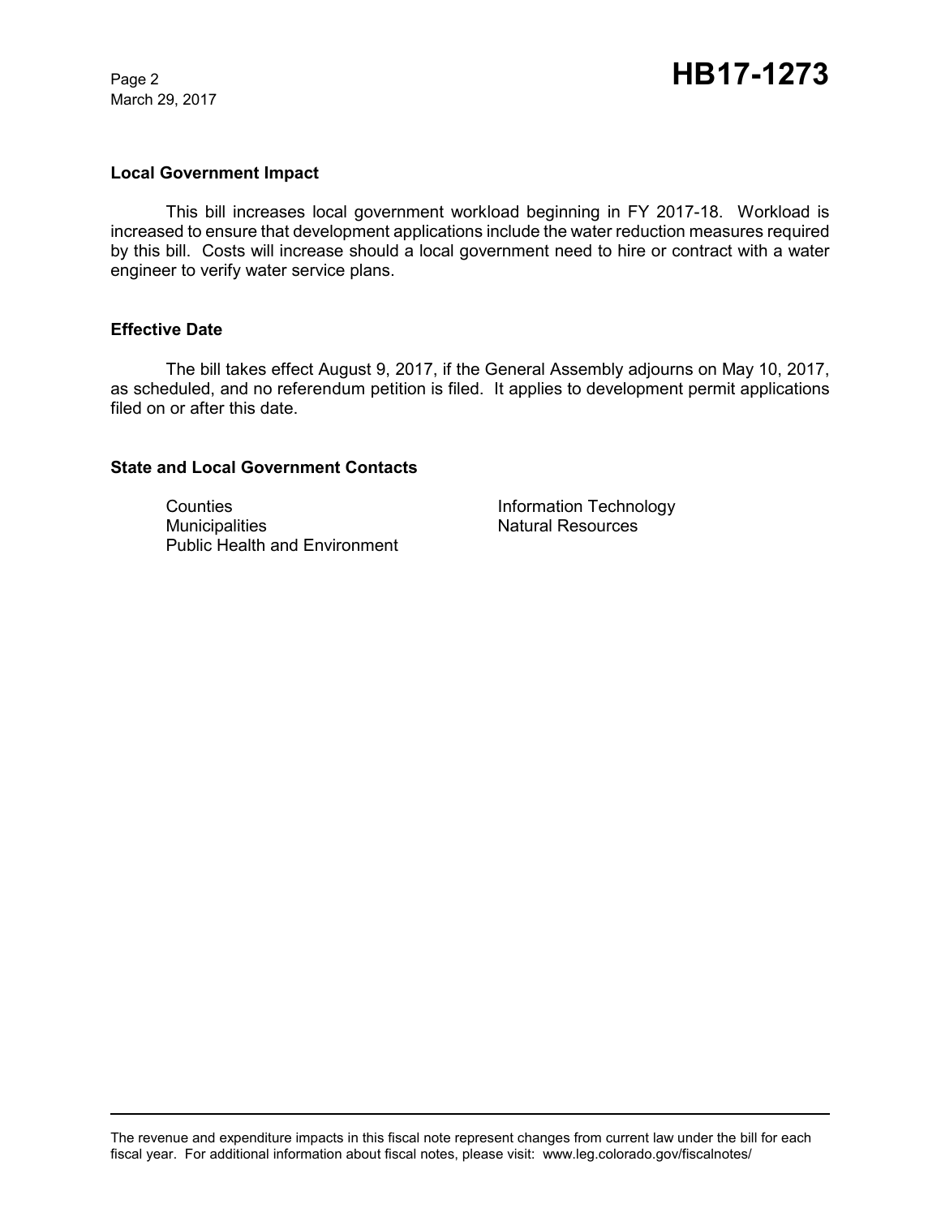### Local Government Impact

This bill increases local government workload beginning in FY 2017-18. Workload is increased to ensure that development applications include the water reduction measures required by this bill. Costs will increase should a local government need to hire or contract with a water engineer to verify water service plans.

### Effective Date

The bill takes effect August 9, 2017, if the General Assembly adjourns on May 10, 2017, as scheduled, and no referendum petition is filed. It applies to development permit applications filed on or after this date.

### State and Local Government Contacts

Counties
Municipalities
Public Health and Environment
Information Technology
Natural Resources

The revenue and expenditure impacts in this fiscal note represent changes from current law under the bill for each fiscal year. For additional information about fiscal notes, please visit: www.leg.colorado.gov/fiscalnotes/